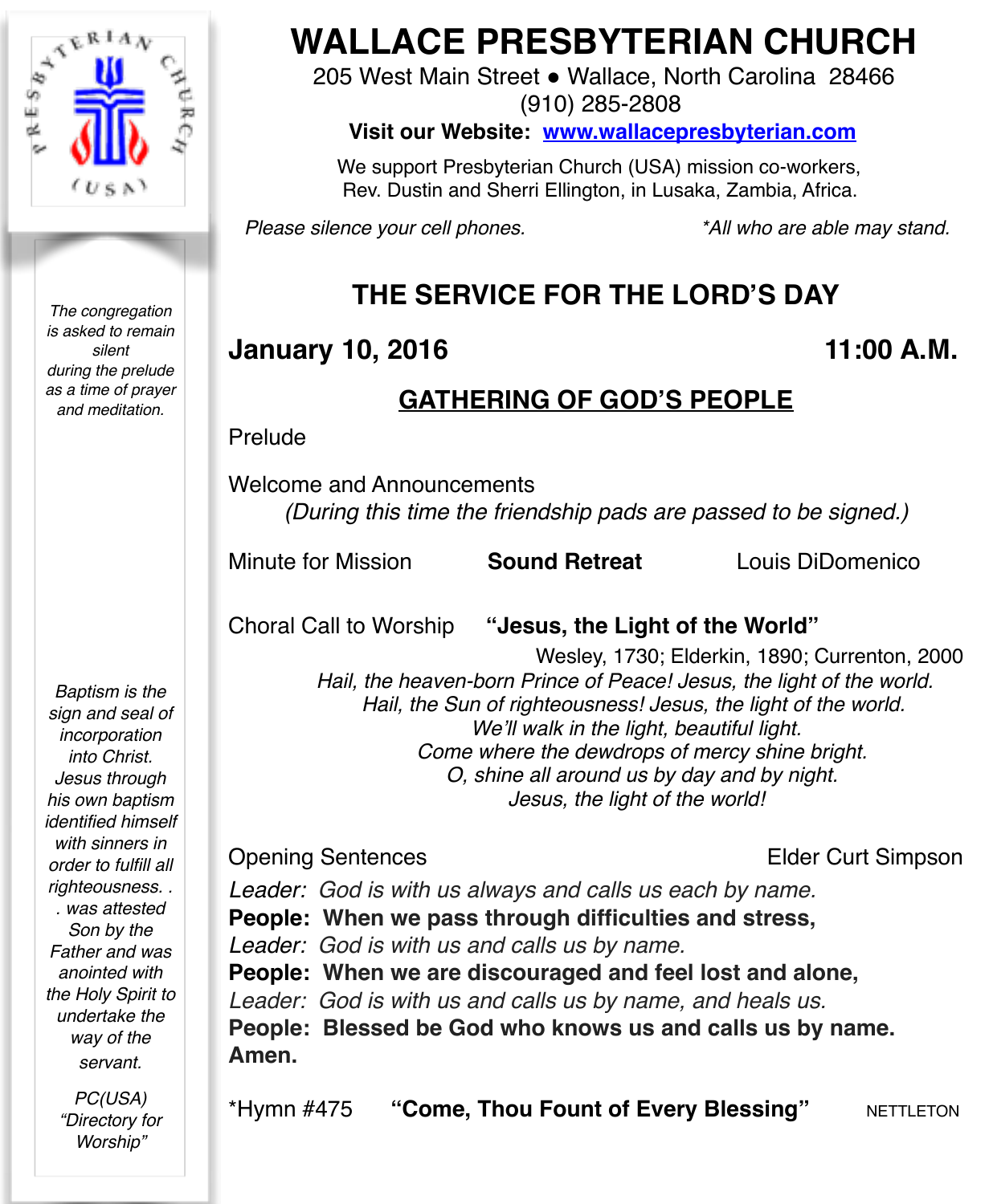# WALLACE PRESBYTERIAN CHURCH

205 West Main Street ● Wallace, North Carolina 28466
(910) 285-2808

**Visit our Website: www.wallacepresbyterian.com**

We support Presbyterian Church (USA) mission co-workers,
Rev. Dustin and Sherri Ellington, in Lusaka, Zambia, Africa.

*Please silence your cell phones.* *\*All who are able may stand.*

*The congregation is asked to remain silent during the prelude as a time of prayer and meditation.*

## THE SERVICE FOR THE LORD'S DAY

**January 10, 2016** **11:00 A.M.**

### GATHERING OF GOD'S PEOPLE

Prelude

Welcome and Announcements
*(During this time the friendship pads are passed to be signed.)*

Minute for Mission **Sound Retreat** Louis DiDomenico

Choral Call to Worship **"Jesus, the Light of the World"**
Wesley, 1730; Elderkin, 1890; Currenton, 2000

*Hail, the heaven-born Prince of Peace! Jesus, the light of the world.*
*Hail, the Sun of righteousness! Jesus, the light of the world.*
*We'll walk in the light, beautiful light.*
*Come where the dewdrops of mercy shine bright.*
*O, shine all around us by day and by night.*
*Jesus, the light of the world!*

Opening Sentences Elder Curt Simpson

*Leader: God is with us always and calls us each by name.*
**People: When we pass through difficulties and stress,**
*Leader: God is with us and calls us by name.*
**People: When we are discouraged and feel lost and alone,**
*Leader: God is with us and calls us by name, and heals us.*
**People: Blessed be God who knows us and calls us by name. Amen.**

\*Hymn #475 **"Come, Thou Fount of Every Blessing"** NETTLETON

*Baptism is the sign and seal of incorporation into Christ. Jesus through his own baptism identified himself with sinners in order to fulfill all righteousness. . . was attested Son by the Father and was anointed with the Holy Spirit to undertake the way of the servant.*

*PC(USA) "Directory for Worship"*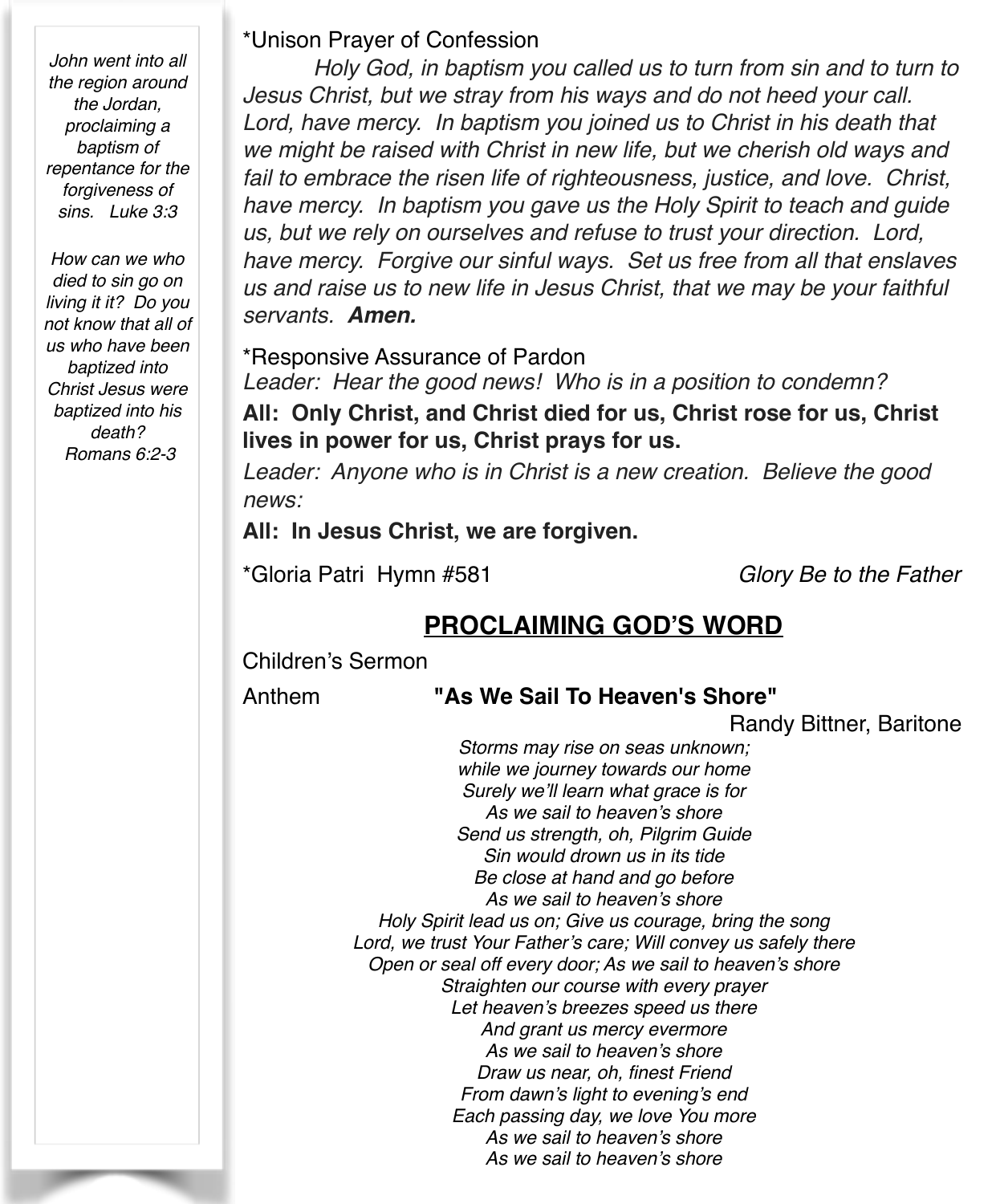*John went into all the region around the Jordan, proclaiming a baptism of repentance for the forgiveness of sins. Luke 3:3*

*How can we who died to sin go on living it it? Do you not know that all of us who have been baptized into Christ Jesus were baptized into his death? Romans 6:2-3*

*Unison Prayer of Confession

*Holy God, in baptism you called us to turn from sin and to turn to Jesus Christ, but we stray from his ways and do not heed your call. Lord, have mercy. In baptism you joined us to Christ in his death that we might be raised with Christ in new life, but we cherish old ways and fail to embrace the risen life of righteousness, justice, and love. Christ, have mercy. In baptism you gave us the Holy Spirit to teach and guide us, but we rely on ourselves and refuse to trust your direction. Lord, have mercy. Forgive our sinful ways. Set us free from all that enslaves us and raise us to new life in Jesus Christ, that we may be your faithful servants.* ***Amen.***

*Responsive Assurance of Pardon

*Leader: Hear the good news! Who is in a position to condemn?*

**All: Only Christ, and Christ died for us, Christ rose for us, Christ lives in power for us, Christ prays for us.**

*Leader: Anyone who is in Christ is a new creation. Believe the good news:*

**All: In Jesus Christ, we are forgiven.**

*Gloria Patri Hymn #581 *Glory Be to the Father*

## PROCLAIMING GOD'S WORD

Children's Sermon

Anthem **"As We Sail To Heaven's Shore"**

Randy Bittner, Baritone

*Storms may rise on seas unknown;*
*while we journey towards our home*
*Surely we'll learn what grace is for*
*As we sail to heaven's shore*
*Send us strength, oh, Pilgrim Guide*
*Sin would drown us in its tide*
*Be close at hand and go before*
*As we sail to heaven's shore*
*Holy Spirit lead us on; Give us courage, bring the song*
*Lord, we trust Your Father's care; Will convey us safely there*
*Open or seal off every door; As we sail to heaven's shore*
*Straighten our course with every prayer*
*Let heaven's breezes speed us there*
*And grant us mercy evermore*
*As we sail to heaven's shore*
*Draw us near, oh, finest Friend*
*From dawn's light to evening's end*
*Each passing day, we love You more*
*As we sail to heaven's shore*
*As we sail to heaven's shore*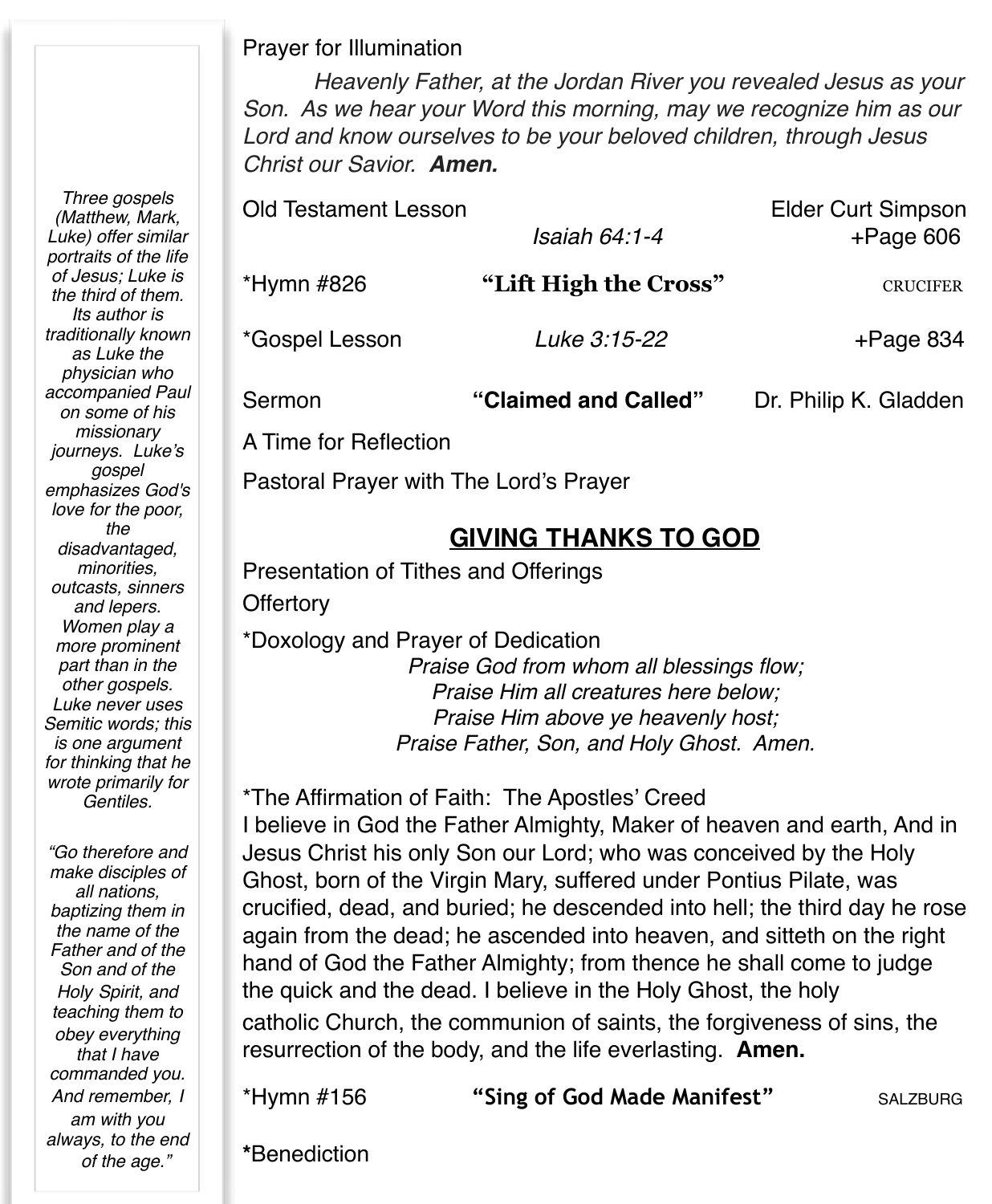Prayer for Illumination

*Heavenly Father, at the Jordan River you revealed Jesus as your Son. As we hear your Word this morning, may we recognize him as our Lord and know ourselves to be your beloved children, through Jesus Christ our Savior.* ***Amen.***

Old Testament Lesson — *Isaiah 64:1-4* — Elder Curt Simpson — +Page 606

*Hymn #826 **"Lift High the Cross"** CRUCIFER

*Gospel Lesson *Luke 3:15-22* +Page 834

Sermon **"Claimed and Called"** Dr. Philip K. Gladden

A Time for Reflection

Pastoral Prayer with The Lord's Prayer

## GIVING THANKS TO GOD

Presentation of Tithes and Offerings

Offertory

*Doxology and Prayer of Dedication

*Praise God from whom all blessings flow;*
*Praise Him all creatures here below;*
*Praise Him above ye heavenly host;*
*Praise Father, Son, and Holy Ghost. Amen.*

*The Affirmation of Faith: The Apostles' Creed

I believe in God the Father Almighty, Maker of heaven and earth, And in Jesus Christ his only Son our Lord; who was conceived by the Holy Ghost, born of the Virgin Mary, suffered under Pontius Pilate, was crucified, dead, and buried; he descended into hell; the third day he rose again from the dead; he ascended into heaven, and sitteth on the right hand of God the Father Almighty; from thence he shall come to judge the quick and the dead. I believe in the Holy Ghost, the holy catholic Church, the communion of saints, the forgiveness of sins, the resurrection of the body, and the life everlasting. **Amen.**

*Hymn #156 **"Sing of God Made Manifest"** SALZBURG

***Benediction**

*Three gospels (Matthew, Mark, Luke) offer similar portraits of the life of Jesus; Luke is the third of them. Its author is traditionally known as Luke the physician who accompanied Paul on some of his missionary journeys. Luke's gospel emphasizes God's love for the poor, the disadvantaged, minorities, outcasts, sinners and lepers. Women play a more prominent part than in the other gospels. Luke never uses Semitic words; this is one argument for thinking that he wrote primarily for Gentiles.*

*"Go therefore and make disciples of all nations, baptizing them in the name of the Father and of the Son and of the Holy Spirit, and teaching them to obey everything that I have commanded you. And remember, I am with you always, to the end of the age."*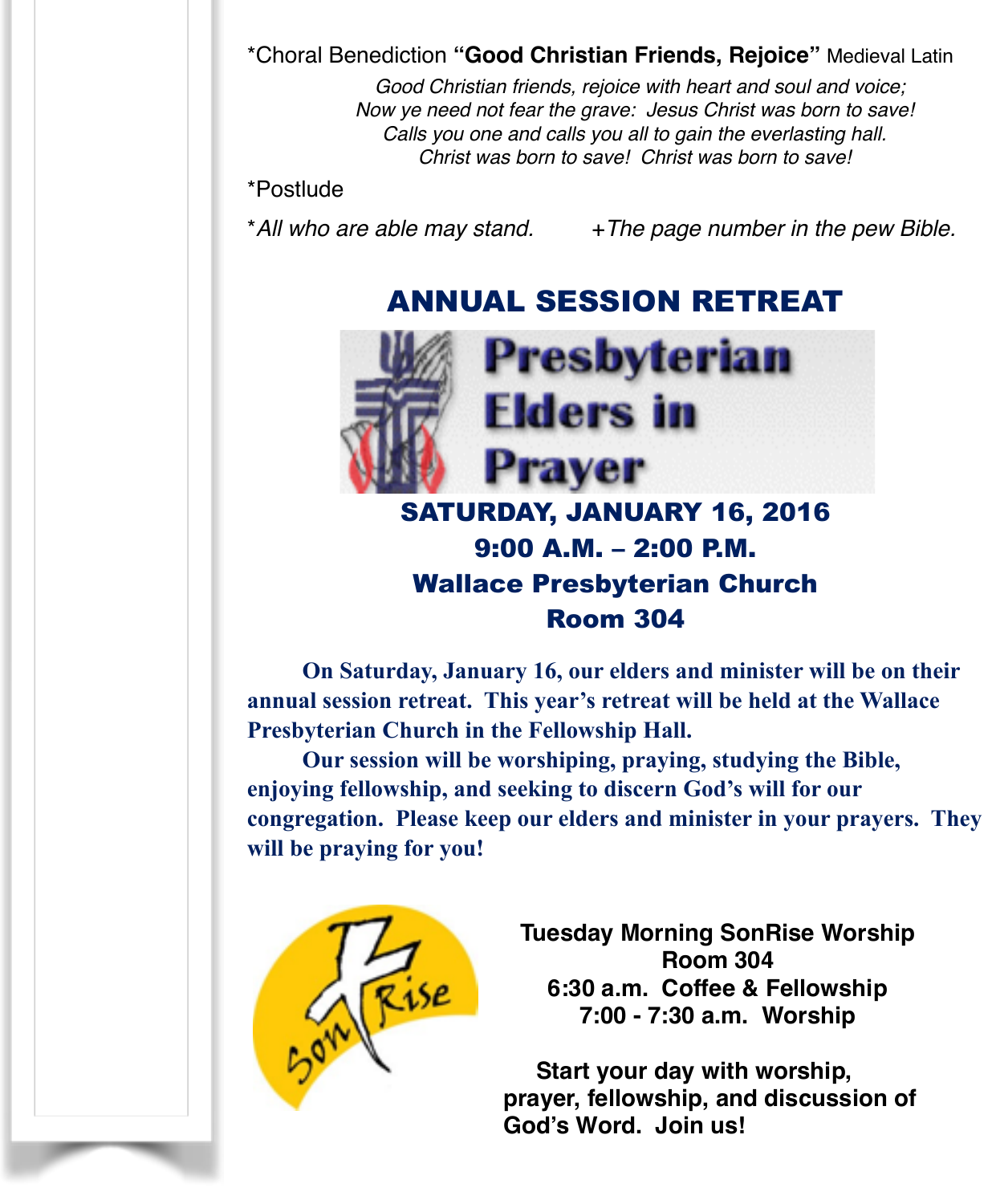*Choral Benediction **"Good Christian Friends, Rejoice"** Medieval Latin

*Good Christian friends, rejoice with heart and soul and voice;*
*Now ye need not fear the grave: Jesus Christ was born to save!*
*Calls you one and calls you all to gain the everlasting hall.*
*Christ was born to save! Christ was born to save!*

*Postlude

*\*All who are able may stand.* *+The page number in the pew Bible.*

## ANNUAL SESSION RETREAT

**Presbyterian Elders in Prayer**

**SATURDAY, JANUARY 16, 2016**
**9:00 A.M. – 2:00 P.M.**
**Wallace Presbyterian Church**
**Room 304**

**On Saturday, January 16, our elders and minister will be on their annual session retreat. This year's retreat will be held at the Wallace Presbyterian Church in the Fellowship Hall.**

**Our session will be worshiping, praying, studying the Bible, enjoying fellowship, and seeking to discern God's will for our congregation. Please keep our elders and minister in your prayers. They will be praying for you!**

**Tuesday Morning SonRise Worship**
**Room 304**
**6:30 a.m. Coffee & Fellowship**
**7:00 - 7:30 a.m. Worship**

**Start your day with worship, prayer, fellowship, and discussion of God's Word. Join us!**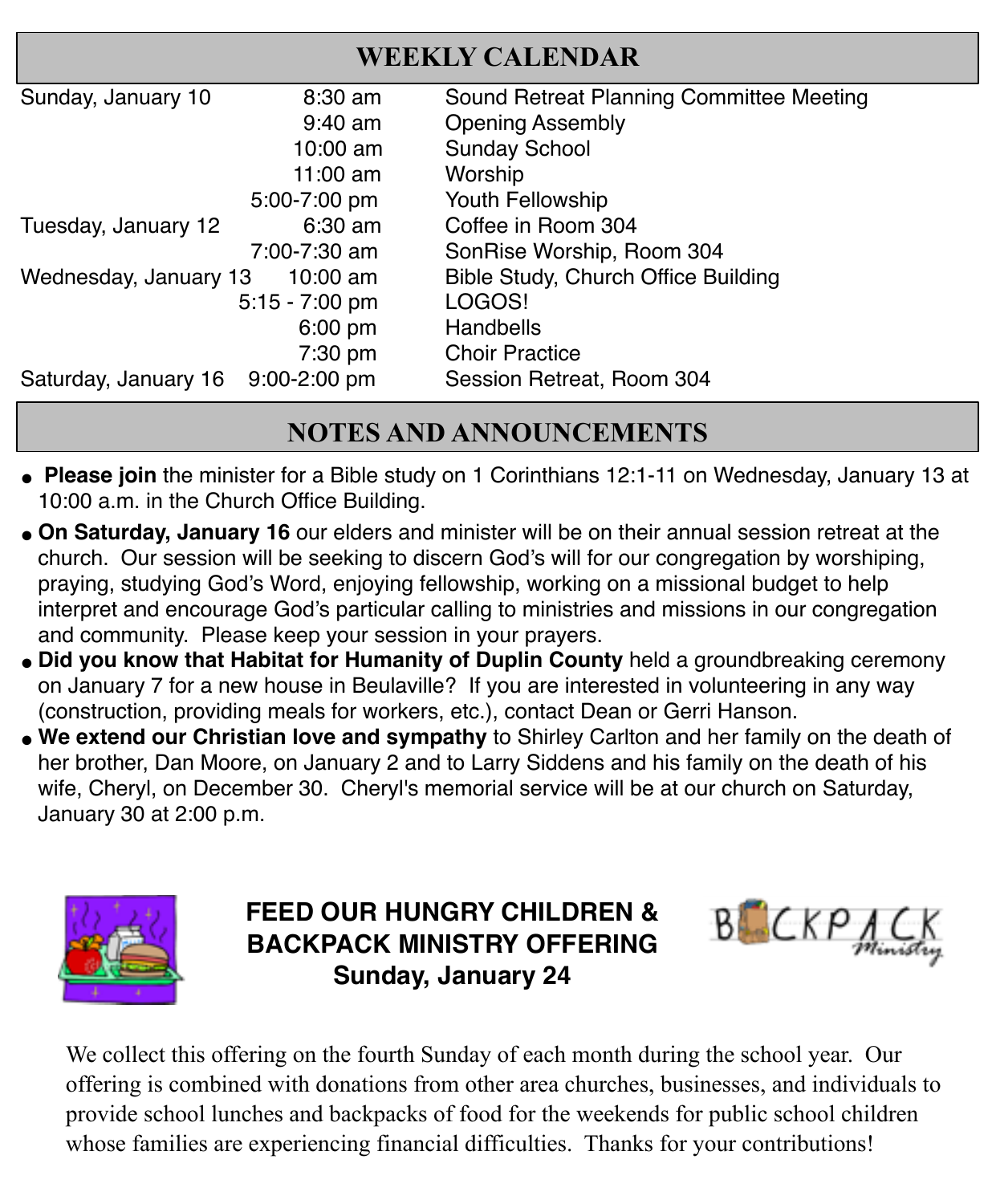## WEEKLY CALENDAR

| | | |
|---|---|---|
| Sunday, January 10 | 8:30 am | Sound Retreat Planning Committee Meeting |
| | 9:40 am | Opening Assembly |
| | 10:00 am | Sunday School |
| | 11:00 am | Worship |
| | 5:00-7:00 pm | Youth Fellowship |
| Tuesday, January 12 | 6:30 am | Coffee in Room 304 |
| | 7:00-7:30 am | SonRise Worship, Room 304 |
| Wednesday, January 13 | 10:00 am | Bible Study, Church Office Building |
| | 5:15 - 7:00 pm | LOGOS! |
| | 6:00 pm | Handbells |
| | 7:30 pm | Choir Practice |
| Saturday, January 16 | 9:00-2:00 pm | Session Retreat, Room 304 |

## NOTES AND ANNOUNCEMENTS

- **Please join** the minister for a Bible study on 1 Corinthians 12:1-11 on Wednesday, January 13 at 10:00 a.m. in the Church Office Building.
- **On Saturday, January 16** our elders and minister will be on their annual session retreat at the church. Our session will be seeking to discern God's will for our congregation by worshiping, praying, studying God's Word, enjoying fellowship, working on a missional budget to help interpret and encourage God's particular calling to ministries and missions in our congregation and community. Please keep your session in your prayers.
- **Did you know that Habitat for Humanity of Duplin County** held a groundbreaking ceremony on January 7 for a new house in Beulaville? If you are interested in volunteering in any way (construction, providing meals for workers, etc.), contact Dean or Gerri Hanson.
- **We extend our Christian love and sympathy** to Shirley Carlton and her family on the death of her brother, Dan Moore, on January 2 and to Larry Siddens and his family on the death of his wife, Cheryl, on December 30. Cheryl's memorial service will be at our church on Saturday, January 30 at 2:00 p.m.

**FEED OUR HUNGRY CHILDREN & BACKPACK MINISTRY OFFERING**
**Sunday, January 24**

BACKPACK Ministry

We collect this offering on the fourth Sunday of each month during the school year. Our offering is combined with donations from other area churches, businesses, and individuals to provide school lunches and backpacks of food for the weekends for public school children whose families are experiencing financial difficulties. Thanks for your contributions!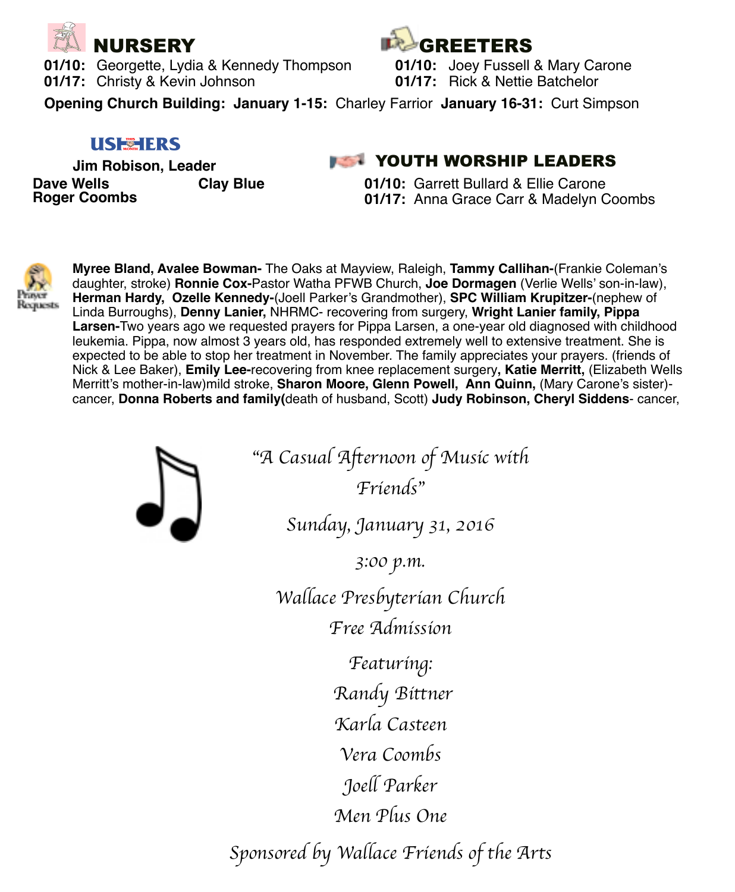## NURSERY

**01/10:** Georgette, Lydia & Kennedy Thompson
**01/17:** Christy & Kevin Johnson

## GREETERS

**01/10:** Joey Fussell & Mary Carone
**01/17:** Rick & Nettie Batchelor

**Opening Church Building: January 1-15:** Charley Farrior **January 16-31:** Curt Simpson

## USHERS

**Jim Robison, Leader**

**Dave Wells**
**Clay Blue**
**Roger Coombs**

## YOUTH WORSHIP LEADERS

**01/10:** Garrett Bullard & Ellie Carone
**01/17:** Anna Grace Carr & Madelyn Coombs

Prayer Requests

**Myree Bland, Avalee Bowman-** The Oaks at Mayview, Raleigh, **Tammy Callihan-**(Frankie Coleman's daughter, stroke) **Ronnie Cox-**Pastor Watha PFWB Church, **Joe Dormagen** (Verlie Wells' son-in-law), **Herman Hardy, Ozelle Kennedy-**(Joell Parker's Grandmother), **SPC William Krupitzer-**(nephew of Linda Burroughs), **Denny Lanier,** NHRMC- recovering from surgery, **Wright Lanier family, Pippa Larsen-**Two years ago we requested prayers for Pippa Larsen, a one-year old diagnosed with childhood leukemia. Pippa, now almost 3 years old, has responded extremely well to extensive treatment. She is expected to be able to stop her treatment in November. The family appreciates your prayers. (friends of Nick & Lee Baker), **Emily Lee-**recovering from knee replacement surgery**, Katie Merritt,** (Elizabeth Wells Merritt's mother-in-law)mild stroke, **Sharon Moore, Glenn Powell, Ann Quinn,** (Mary Carone's sister)-cancer, **Donna Roberts and family(**death of husband, Scott) **Judy Robinson, Cheryl Siddens**- cancer,

*"A Casual Afternoon of Music with Friends"*

*Sunday, January 31, 2016*

*3:00 p.m.*

*Wallace Presbyterian Church*

*Free Admission*

*Featuring:*

*Randy Bittner*

*Karla Casteen*

*Vera Coombs*

*Joell Parker*

*Men Plus One*

*Sponsored by Wallace Friends of the Arts*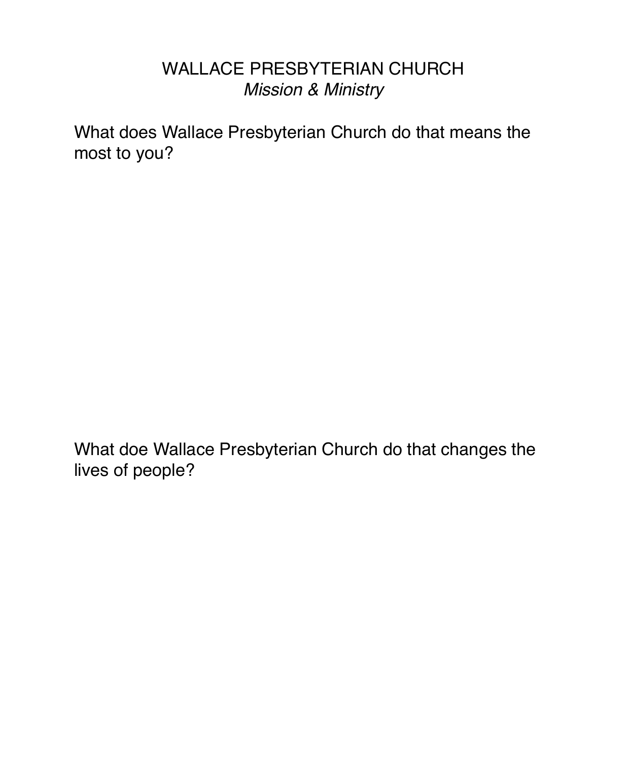# WALLACE PRESBYTERIAN CHURCH

*Mission & Ministry*

What does Wallace Presbyterian Church do that means the most to you?

What doe Wallace Presbyterian Church do that changes the lives of people?